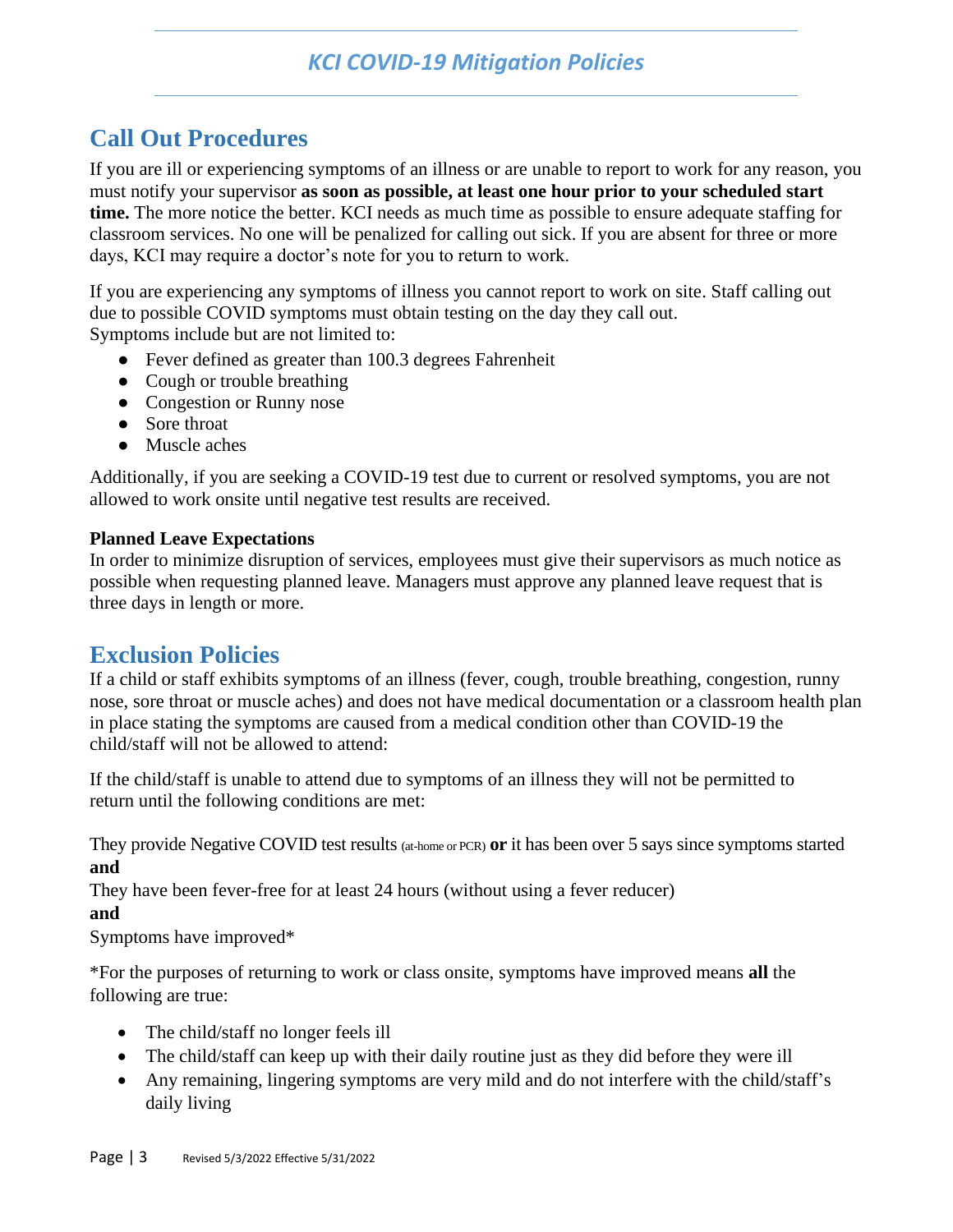# KCI COVID-19 Mitigation Policies

## Call Out Procedures

If you are ill or experiencing symptoms of an illness or are unable to report to work for any reason, you must notify your supervisor **as soon as possible, at least one hour prior to your scheduled start time.** The more notice the better. KCI needs as much time as possible to ensure adequate staffing for classroom services. No one will be penalized for calling out sick. If you are absent for three or more days, KCI may require a doctor's note for you to return to work.

If you are experiencing any symptoms of illness you cannot report to work on site. Staff calling out due to possible COVID symptoms must obtain testing on the day they call out.
Symptoms include but are not limited to:

- Fever defined as greater than 100.3 degrees Fahrenheit
- Cough or trouble breathing
- Congestion or Runny nose
- Sore throat
- Muscle aches

Additionally, if you are seeking a COVID-19 test due to current or resolved symptoms, you are not allowed to work onsite until negative test results are received.

**Planned Leave Expectations**
In order to minimize disruption of services, employees must give their supervisors as much notice as possible when requesting planned leave. Managers must approve any planned leave request that is three days in length or more.

## Exclusion Policies

If a child or staff exhibits symptoms of an illness (fever, cough, trouble breathing, congestion, runny nose, sore throat or muscle aches) and does not have medical documentation or a classroom health plan in place stating the symptoms are caused from a medical condition other than COVID-19 the child/staff will not be allowed to attend:

If the child/staff is unable to attend due to symptoms of an illness they will not be permitted to return until the following conditions are met:

They provide Negative COVID test results (at-home or PCR) **or** it has been over 5 says since symptoms started
**and**
They have been fever-free for at least 24 hours (without using a fever reducer)
**and**
Symptoms have improved*

*For the purposes of returning to work or class onsite, symptoms have improved means **all** the following are true:

- The child/staff no longer feels ill
- The child/staff can keep up with their daily routine just as they did before they were ill
- Any remaining, lingering symptoms are very mild and do not interfere with the child/staff's daily living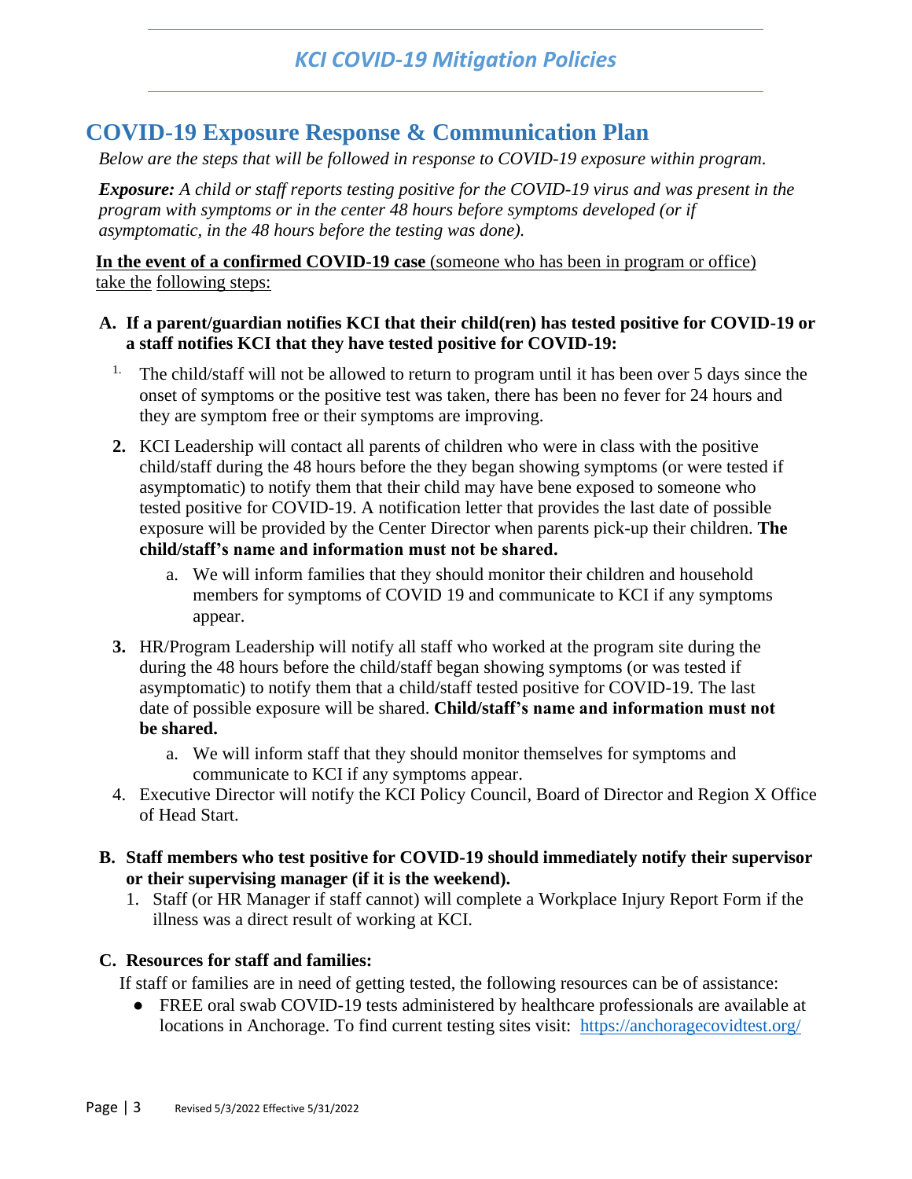# COVID-19 Exposure Response & Communication Plan

*Below are the steps that will be followed in response to COVID-19 exposure within program.*

***Exposure:*** *A child or staff reports testing positive for the COVID-19 virus and was present in the program with symptoms or in the center 48 hours before symptoms developed (or if asymptomatic, in the 48 hours before the testing was done).*

**In the event of a confirmed COVID-19 case** (someone who has been in program or office) take the following steps:

**A. If a parent/guardian notifies KCI that their child(ren) has tested positive for COVID-19 or a staff notifies KCI that they have tested positive for COVID-19:**

1. The child/staff will not be allowed to return to program until it has been over 5 days since the onset of symptoms or the positive test was taken, there has been no fever for 24 hours and they are symptom free or their symptoms are improving.
2. KCI Leadership will contact all parents of children who were in class with the positive child/staff during the 48 hours before the they began showing symptoms (or were tested if asymptomatic) to notify them that their child may have bene exposed to someone who tested positive for COVID-19. A notification letter that provides the last date of possible exposure will be provided by the Center Director when parents pick-up their children. **The child/staff's name and information must not be shared.**
   a. We will inform families that they should monitor their children and household members for symptoms of COVID 19 and communicate to KCI if any symptoms appear.
3. HR/Program Leadership will notify all staff who worked at the program site during the during the 48 hours before the child/staff began showing symptoms (or was tested if asymptomatic) to notify them that a child/staff tested positive for COVID-19. The last date of possible exposure will be shared. **Child/staff's name and information must not be shared.**
   a. We will inform staff that they should monitor themselves for symptoms and communicate to KCI if any symptoms appear.
4. Executive Director will notify the KCI Policy Council, Board of Director and Region X Office of Head Start.

**B. Staff members who test positive for COVID-19 should immediately notify their supervisor or their supervising manager (if it is the weekend).**

1. Staff (or HR Manager if staff cannot) will complete a Workplace Injury Report Form if the illness was a direct result of working at KCI.

**C. Resources for staff and families:**

If staff or families are in need of getting tested, the following resources can be of assistance:

- FREE oral swab COVID-19 tests administered by healthcare professionals are available at locations in Anchorage. To find current testing sites visit: https://anchoragecovidtest.org/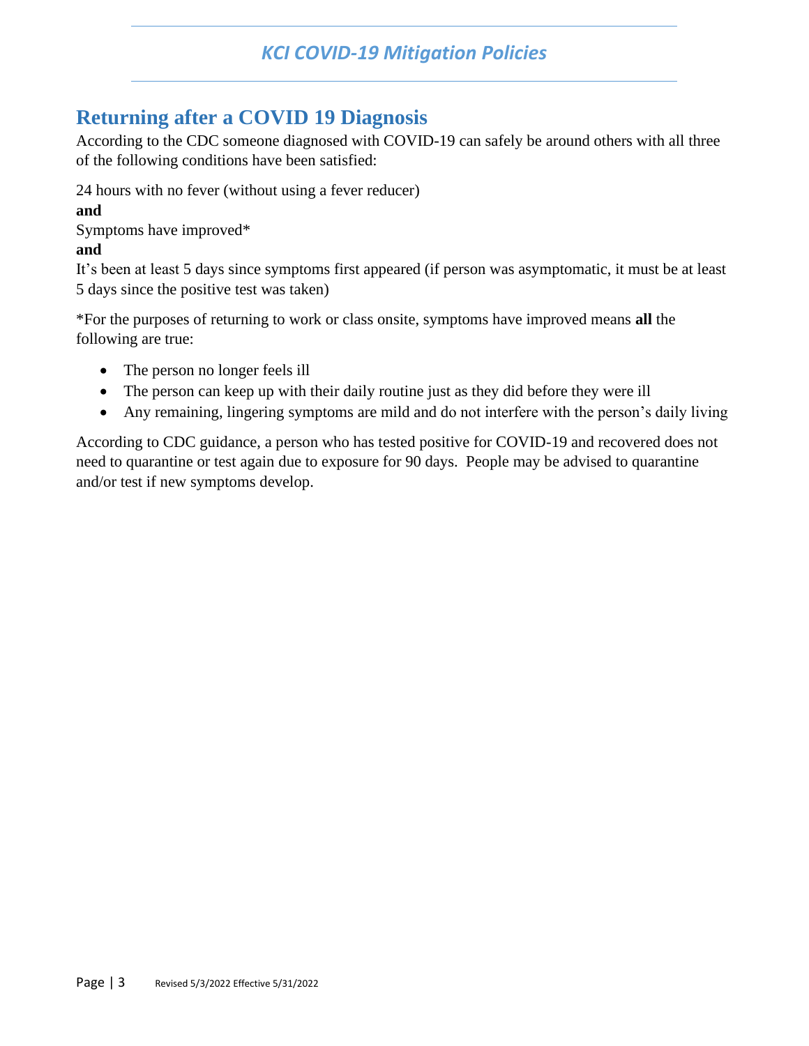## Returning after a COVID 19 Diagnosis

According to the CDC someone diagnosed with COVID-19 can safely be around others with all three of the following conditions have been satisfied:

24 hours with no fever (without using a fever reducer)
**and**
Symptoms have improved*
**and**
It's been at least 5 days since symptoms first appeared (if person was asymptomatic, it must be at least 5 days since the positive test was taken)

*For the purposes of returning to work or class onsite, symptoms have improved means **all** the following are true:

- The person no longer feels ill
- The person can keep up with their daily routine just as they did before they were ill
- Any remaining, lingering symptoms are mild and do not interfere with the person's daily living

According to CDC guidance, a person who has tested positive for COVID-19 and recovered does not need to quarantine or test again due to exposure for 90 days. People may be advised to quarantine and/or test if new symptoms develop.